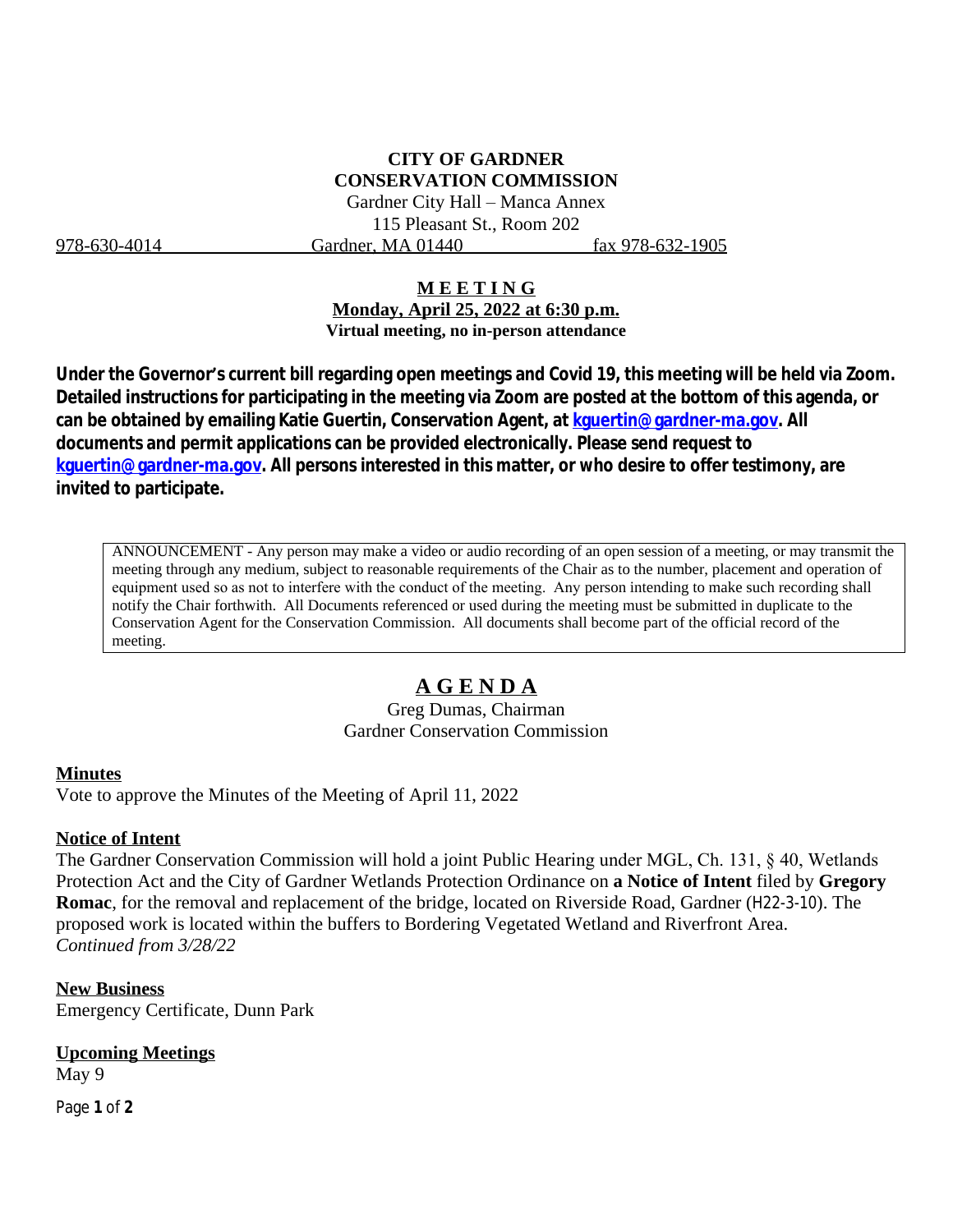**CITY OF GARDNER**
**CONSERVATION COMMISSION**

Gardner City Hall – Manca Annex
115 Pleasant St., Room 202

978-630-4014 Gardner, MA 01440 fax 978-632-1905

**MEETING**
**Monday, April 25, 2022 at 6:30 p.m.**
**Virtual meeting, no in-person attendance**

**Under the Governor's current bill regarding open meetings and Covid 19, this meeting will be held via Zoom. Detailed instructions for participating in the meeting via Zoom are posted at the bottom of this agenda, or can be obtained by emailing Katie Guertin, Conservation Agent, at kguertin@gardner-ma.gov. All documents and permit applications can be provided electronically. Please send request to kguertin@gardner-ma.gov. All persons interested in this matter, or who desire to offer testimony, are invited to participate.**

> ANNOUNCEMENT - Any person may make a video or audio recording of an open session of a meeting, or may transmit the meeting through any medium, subject to reasonable requirements of the Chair as to the number, placement and operation of equipment used so as not to interfere with the conduct of the meeting. Any person intending to make such recording shall notify the Chair forthwith. All Documents referenced or used during the meeting must be submitted in duplicate to the Conservation Agent for the Conservation Commission. All documents shall become part of the official record of the meeting.

# AGENDA

Greg Dumas, Chairman
Gardner Conservation Commission

## Minutes

Vote to approve the Minutes of the Meeting of April 11, 2022

## Notice of Intent

The Gardner Conservation Commission will hold a joint Public Hearing under MGL, Ch. 131, § 40, Wetlands Protection Act and the City of Gardner Wetlands Protection Ordinance on **a Notice of Intent** filed by **Gregory Romac**, for the removal and replacement of the bridge, located on Riverside Road, Gardner (H22-3-10). The proposed work is located within the buffers to Bordering Vegetated Wetland and Riverfront Area.
*Continued from 3/28/22*

## New Business

Emergency Certificate, Dunn Park

## Upcoming Meetings

May 9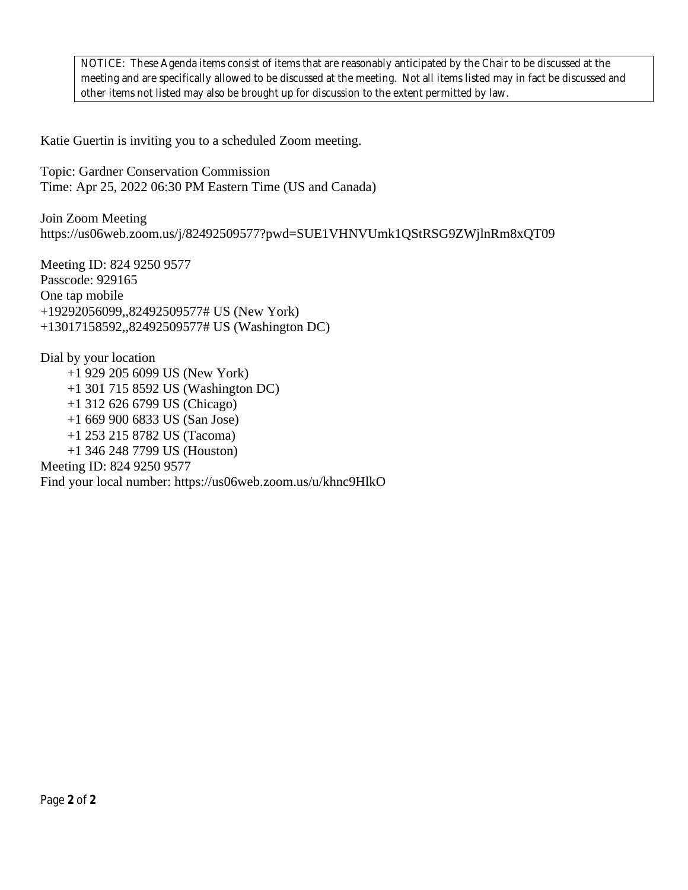NOTICE: These Agenda items consist of items that are reasonably anticipated by the Chair to be discussed at the meeting and are specifically allowed to be discussed at the meeting. Not all items listed may in fact be discussed and other items not listed may also be brought up for discussion to the extent permitted by law.

Katie Guertin is inviting you to a scheduled Zoom meeting.

Topic: Gardner Conservation Commission
Time: Apr 25, 2022 06:30 PM Eastern Time (US and Canada)

Join Zoom Meeting
https://us06web.zoom.us/j/82492509577?pwd=SUE1VHNVUmk1QStRSG9ZWjlnRm8xQT09

Meeting ID: 824 9250 9577
Passcode: 929165
One tap mobile
+19292056099,,82492509577# US (New York)
+13017158592,,82492509577# US (Washington DC)

Dial by your location
- +1 929 205 6099 US (New York)
- +1 301 715 8592 US (Washington DC)
- +1 312 626 6799 US (Chicago)
- +1 669 900 6833 US (San Jose)
- +1 253 215 8782 US (Tacoma)
- +1 346 248 7799 US (Houston)

Meeting ID: 824 9250 9577
Find your local number: https://us06web.zoom.us/u/khnc9HlkO